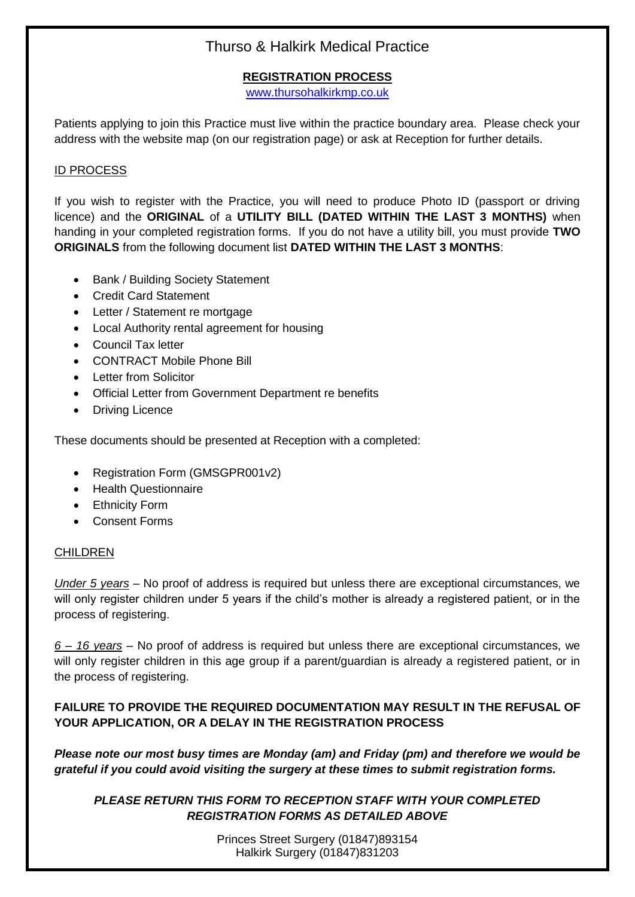# Thurso & Halkirk Medical Practice

## REGISTRATION PROCESS

www.thursohalkirkmp.co.uk

Patients applying to join this Practice must live within the practice boundary area. Please check your address with the website map (on our registration page) or ask at Reception for further details.

### ID PROCESS

If you wish to register with the Practice, you will need to produce Photo ID (passport or driving licence) and the **ORIGINAL** of a **UTILITY BILL (DATED WITHIN THE LAST 3 MONTHS)** when handing in your completed registration forms. If you do not have a utility bill, you must provide **TWO ORIGINALS** from the following document list **DATED WITHIN THE LAST 3 MONTHS**:

- Bank / Building Society Statement
- Credit Card Statement
- Letter / Statement re mortgage
- Local Authority rental agreement for housing
- Council Tax letter
- CONTRACT Mobile Phone Bill
- Letter from Solicitor
- Official Letter from Government Department re benefits
- Driving Licence

These documents should be presented at Reception with a completed:

- Registration Form (GMSGPR001v2)
- Health Questionnaire
- Ethnicity Form
- Consent Forms

### CHILDREN

*Under 5 years* – No proof of address is required but unless there are exceptional circumstances, we will only register children under 5 years if the child's mother is already a registered patient, or in the process of registering.

*6 – 16 years* – No proof of address is required but unless there are exceptional circumstances, we will only register children in this age group if a parent/guardian is already a registered patient, or in the process of registering.

**FAILURE TO PROVIDE THE REQUIRED DOCUMENTATION MAY RESULT IN THE REFUSAL OF YOUR APPLICATION, OR A DELAY IN THE REGISTRATION PROCESS**

***Please note our most busy times are Monday (am) and Friday (pm) and therefore we would be grateful if you could avoid visiting the surgery at these times to submit registration forms.***

***PLEASE RETURN THIS FORM TO RECEPTION STAFF WITH YOUR COMPLETED REGISTRATION FORMS AS DETAILED ABOVE***

Princes Street Surgery (01847)893154
Halkirk Surgery (01847)831203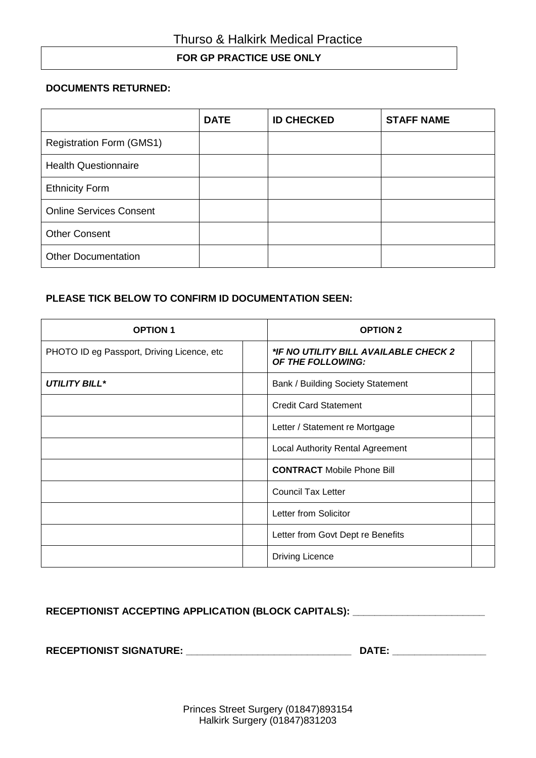Thurso & Halkirk Medical Practice

**FOR GP PRACTICE USE ONLY**

**DOCUMENTS RETURNED:**

| | **DATE** | **ID CHECKED** | **STAFF NAME** |
|---|---|---|---|
| Registration Form (GMS1) | | | |
| Health Questionnaire | | | |
| Ethnicity Form | | | |
| Online Services Consent | | | |
| Other Consent | | | |
| Other Documentation | | | |

**PLEASE TICK BELOW TO CONFIRM ID DOCUMENTATION SEEN:**

| **OPTION 1** | | **OPTION 2** | |
|---|---|---|---|
| PHOTO ID eg Passport, Driving Licence, etc | | ***\*IF NO UTILITY BILL AVAILABLE CHECK 2 OF THE FOLLOWING:*** | |
| ***UTILITY BILL\**** | | Bank / Building Society Statement | |
| | | Credit Card Statement | |
| | | Letter / Statement re Mortgage | |
| | | Local Authority Rental Agreement | |
| | | **CONTRACT** Mobile Phone Bill | |
| | | Council Tax Letter | |
| | | Letter from Solicitor | |
| | | Letter from Govt Dept re Benefits | |
| | | Driving Licence | |

**RECEPTIONIST ACCEPTING APPLICATION (BLOCK CAPITALS):** ________________________

**RECEPTIONIST SIGNATURE:** ______________________________ **DATE:** _________________

Princes Street Surgery (01847)893154
Halkirk Surgery (01847)831203